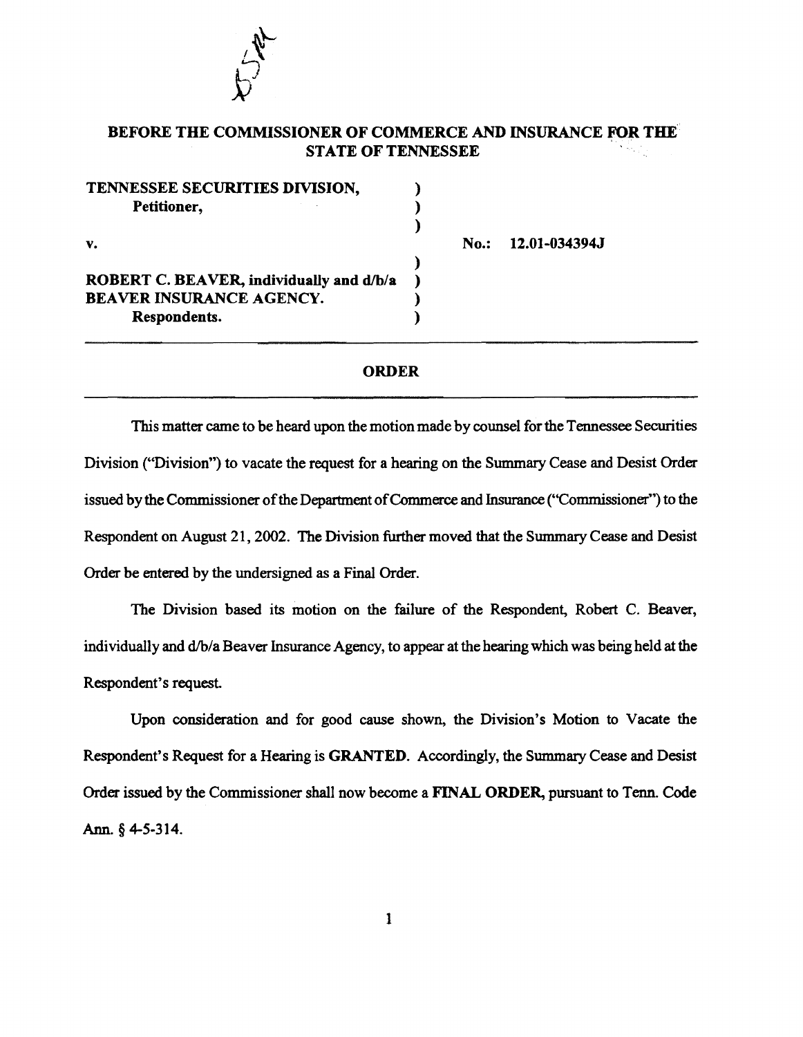**BEFORE THE COMMISSIONER OF COMMERCE AND INSURANCE FOR THE STATE OF TENNESSEE**

| | | |
|---|---|---|
| **TENNESSEE SECURITIES DIVISION,** | ) | |
| **Petitioner,** | ) | |
| | ) | |
| **v.** | | **No.: 12.01-034394J** |
| | ) | |
| **ROBERT C. BEAVER, individually and d/b/a** | ) | |
| **BEAVER INSURANCE AGENCY.** | ) | |
| **Respondents.** | ) | |

## ORDER

This matter came to be heard upon the motion made by counsel for the Tennessee Securities Division ("Division") to vacate the request for a hearing on the Summary Cease and Desist Order issued by the Commissioner of the Department of Commerce and Insurance ("Commissioner") to the Respondent on August 21, 2002. The Division further moved that the Summary Cease and Desist Order be entered by the undersigned as a Final Order.

The Division based its motion on the failure of the Respondent, Robert C. Beaver, individually and d/b/a Beaver Insurance Agency, to appear at the hearing which was being held at the Respondent's request.

Upon consideration and for good cause shown, the Division's Motion to Vacate the Respondent's Request for a Hearing is **GRANTED**. Accordingly, the Summary Cease and Desist Order issued by the Commissioner shall now become a **FINAL ORDER**, pursuant to Tenn. Code Ann. § 4-5-314.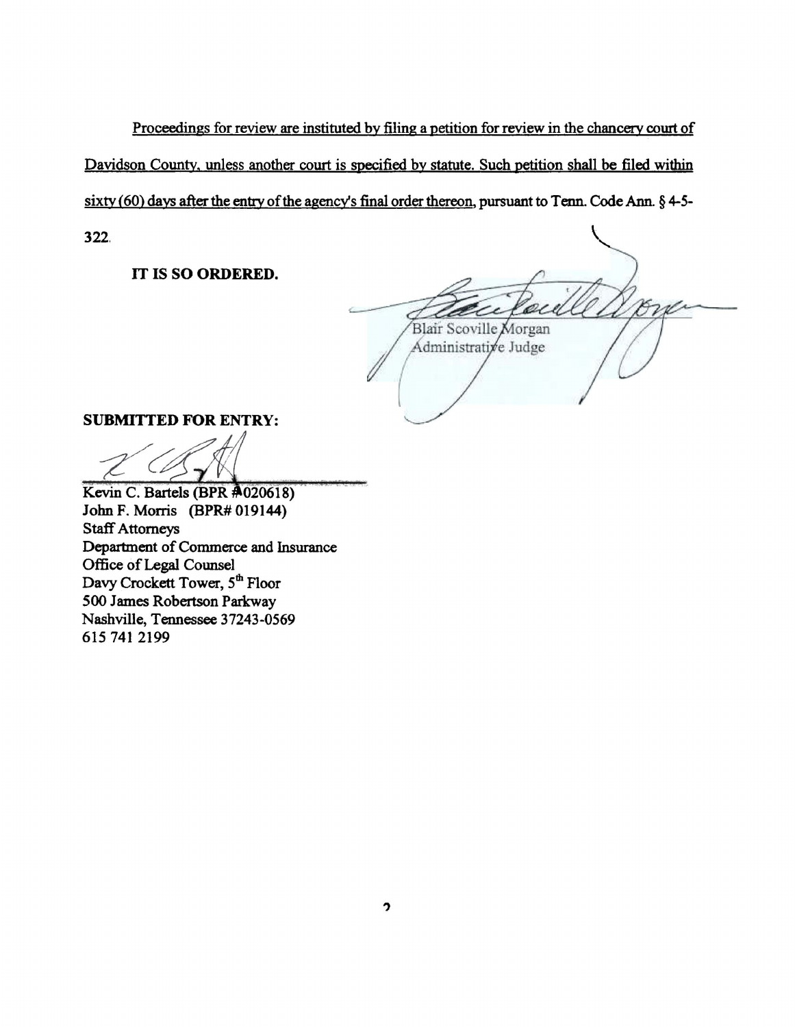Proceedings for review are instituted by filing a petition for review in the chancery court of Davidson County, unless another court is specified by statute. Such petition shall be filed within sixty (60) days after the entry of the agency's final order thereon, pursuant to Tenn. Code Ann. § 4-5-322.

**IT IS SO ORDERED.**

Blair Scoville Morgan
Administrative Judge

**SUBMITTED FOR ENTRY:**

Kevin C. Bartels (BPR #020618)
John F. Morris (BPR# 019144)
Staff Attorneys
Department of Commerce and Insurance
Office of Legal Counsel
Davy Crockett Tower, 5th Floor
500 James Robertson Parkway
Nashville, Tennessee 37243-0569
615 741 2199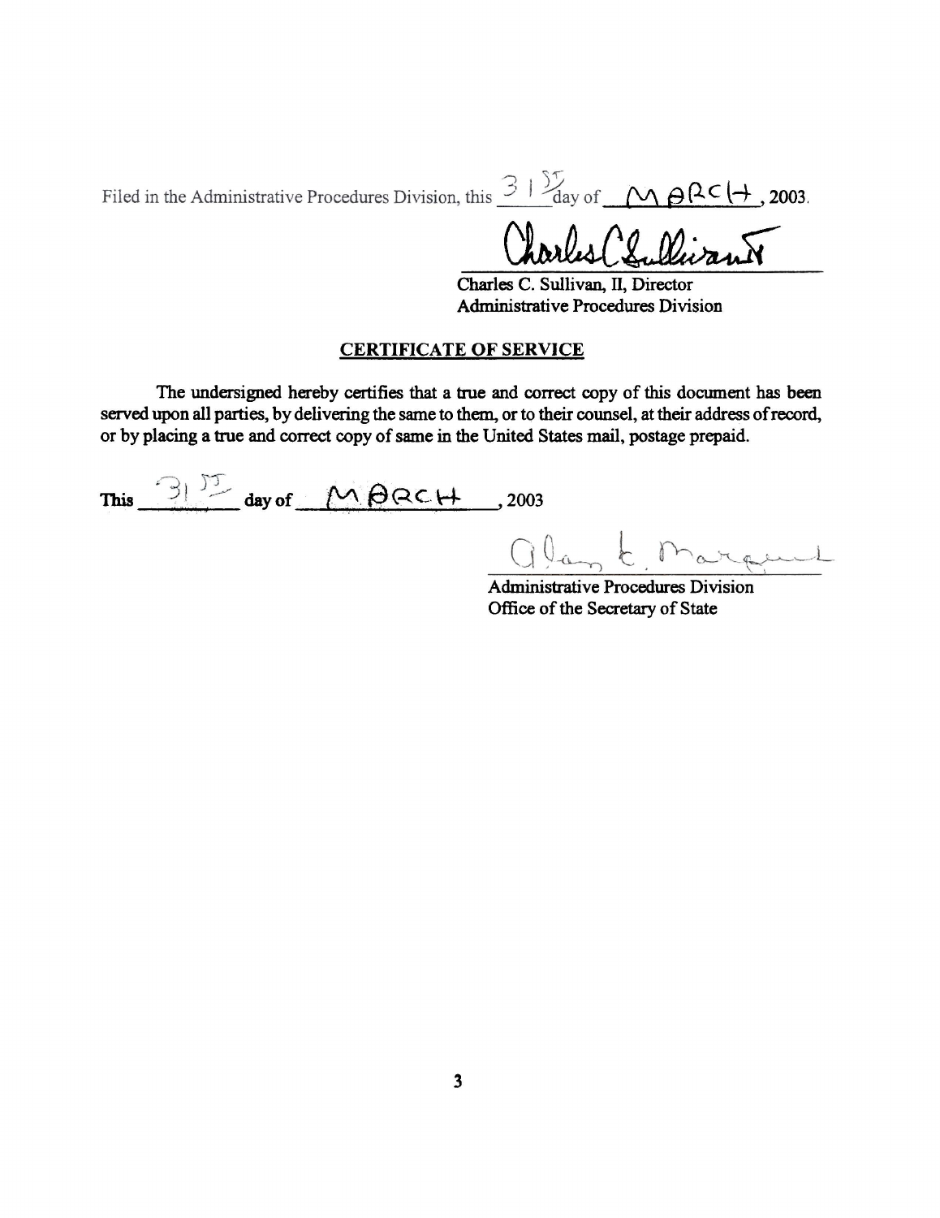Filed in the Administrative Procedures Division, this 31ST day of MARCH, 2003.

Charles C. Sullivan, II, Director
Administrative Procedures Division

## CERTIFICATE OF SERVICE

The undersigned hereby certifies that a true and correct copy of this document has been served upon all parties, by delivering the same to them, or to their counsel, at their address of record, or by placing a true and correct copy of same in the United States mail, postage prepaid.

This 31ST day of MARCH, 2003

Administrative Procedures Division
Office of the Secretary of State